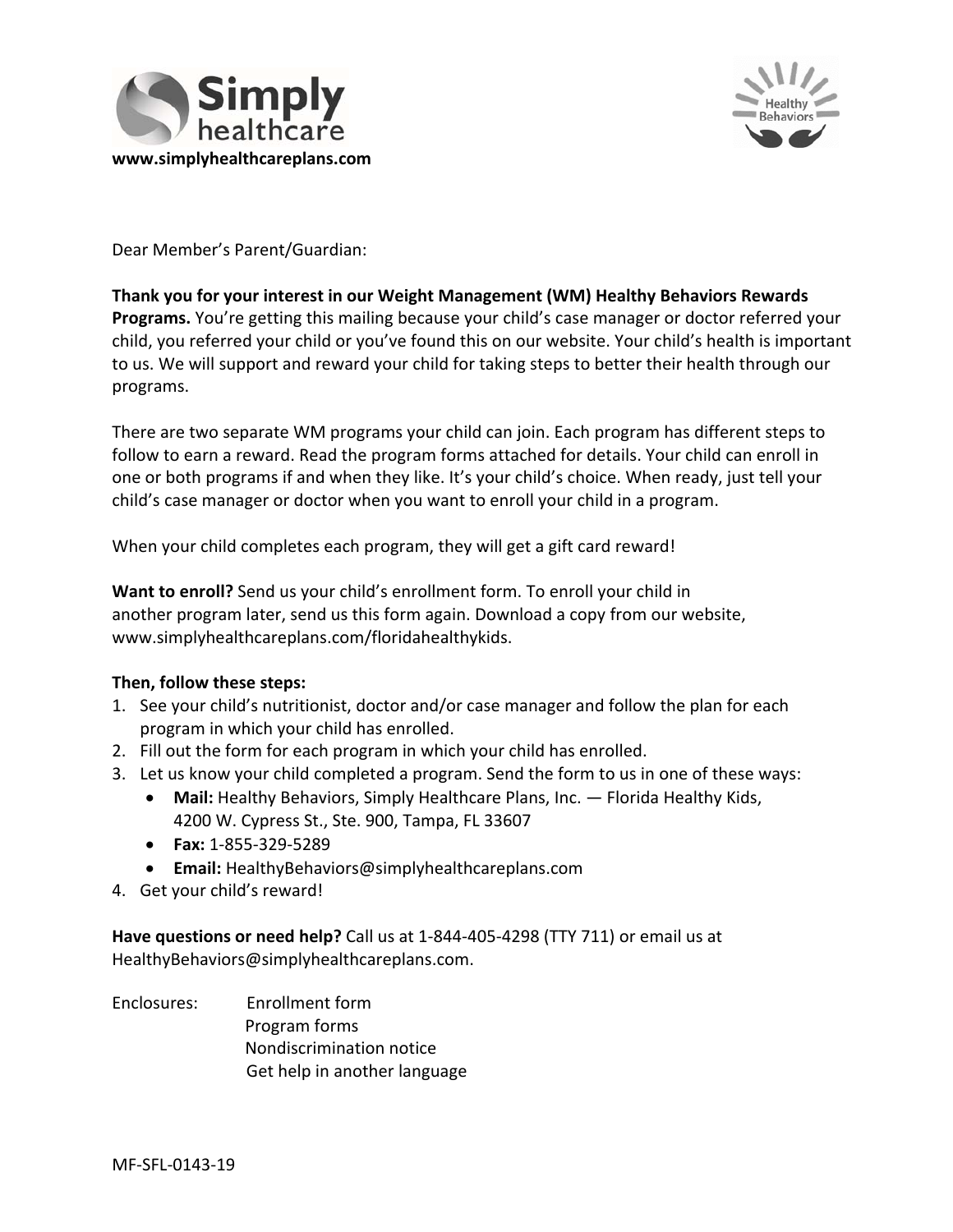Simply healthcare

www.simplyhealthcareplans.com

Healthy Behaviors

Dear Member's Parent/Guardian:

**Thank you for your interest in our Weight Management (WM) Healthy Behaviors Rewards Programs.** You're getting this mailing because your child's case manager or doctor referred your child, you referred your child or you've found this on our website. Your child's health is important to us. We will support and reward your child for taking steps to better their health through our programs.

There are two separate WM programs your child can join. Each program has different steps to follow to earn a reward. Read the program forms attached for details. Your child can enroll in one or both programs if and when they like. It's your child's choice. When ready, just tell your child's case manager or doctor when you want to enroll your child in a program.

When your child completes each program, they will get a gift card reward!

**Want to enroll?** Send us your child's enrollment form. To enroll your child in another program later, send us this form again. Download a copy from our website, www.simplyhealthcareplans.com/floridahealthykids.

**Then, follow these steps:**

1. See your child's nutritionist, doctor and/or case manager and follow the plan for each program in which your child has enrolled.
2. Fill out the form for each program in which your child has enrolled.
3. Let us know your child completed a program. Send the form to us in one of these ways:
   - **Mail:** Healthy Behaviors, Simply Healthcare Plans, Inc. — Florida Healthy Kids, 4200 W. Cypress St., Ste. 900, Tampa, FL 33607
   - **Fax:** 1-855-329-5289
   - **Email:** HealthyBehaviors@simplyhealthcareplans.com
4. Get your child's reward!

**Have questions or need help?** Call us at 1-844-405-4298 (TTY 711) or email us at HealthyBehaviors@simplyhealthcareplans.com.

Enclosures: Enrollment form
Program forms
Nondiscrimination notice
Get help in another language

MF-SFL-0143-19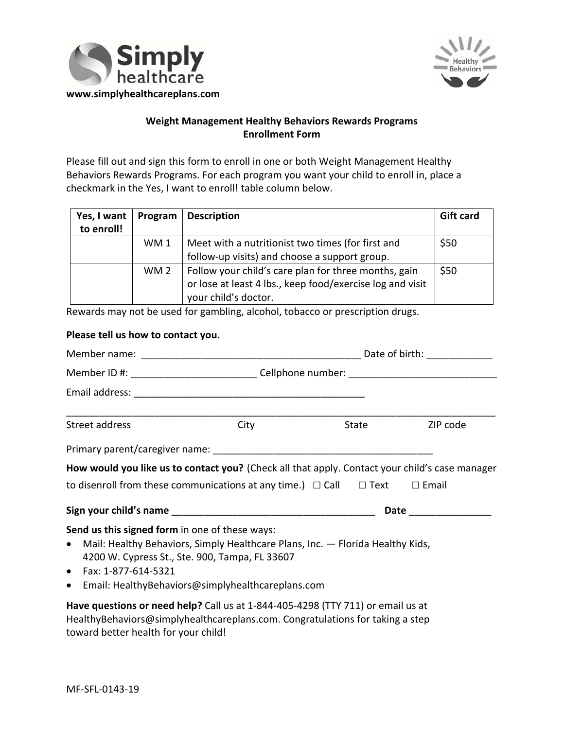www.simplyhealthcareplans.com

**Weight Management Healthy Behaviors Rewards Programs**
**Enrollment Form**

Please fill out and sign this form to enroll in one or both Weight Management Healthy Behaviors Rewards Programs. For each program you want your child to enroll in, place a checkmark in the Yes, I want to enroll! table column below.

| Yes, I want to enroll! | Program | Description | Gift card |
|---|---|---|---|
| | WM 1 | Meet with a nutritionist two times (for first and follow-up visits) and choose a support group. | $50 |
| | WM 2 | Follow your child's care plan for three months, gain or lose at least 4 lbs., keep food/exercise log and visit your child's doctor. | $50 |

Rewards may not be used for gambling, alcohol, tobacco or prescription drugs.

**Please tell us how to contact you.**

Member name: ________________________________________ Date of birth: ____________

Member ID #: ______________________ Cellphone number: ___________________________

Email address: ___________________________________________

_______________________________________________________________________________

Street address City State ZIP code

Primary parent/caregiver name: ________________________________________

**How would you like us to contact you?** (Check all that apply. Contact your child's case manager to disenroll from these communications at any time.) ☐ Call ☐ Text ☐ Email

**Sign your child's name** _____________________________________ **Date** _______________

**Send us this signed form** in one of these ways:

- Mail: Healthy Behaviors, Simply Healthcare Plans, Inc. — Florida Healthy Kids, 4200 W. Cypress St., Ste. 900, Tampa, FL 33607
- Fax: 1-877-614-5321
- Email: HealthyBehaviors@simplyhealthcareplans.com

**Have questions or need help?** Call us at 1-844-405-4298 (TTY 711) or email us at HealthyBehaviors@simplyhealthcareplans.com. Congratulations for taking a step toward better health for your child!

MF-SFL-0143-19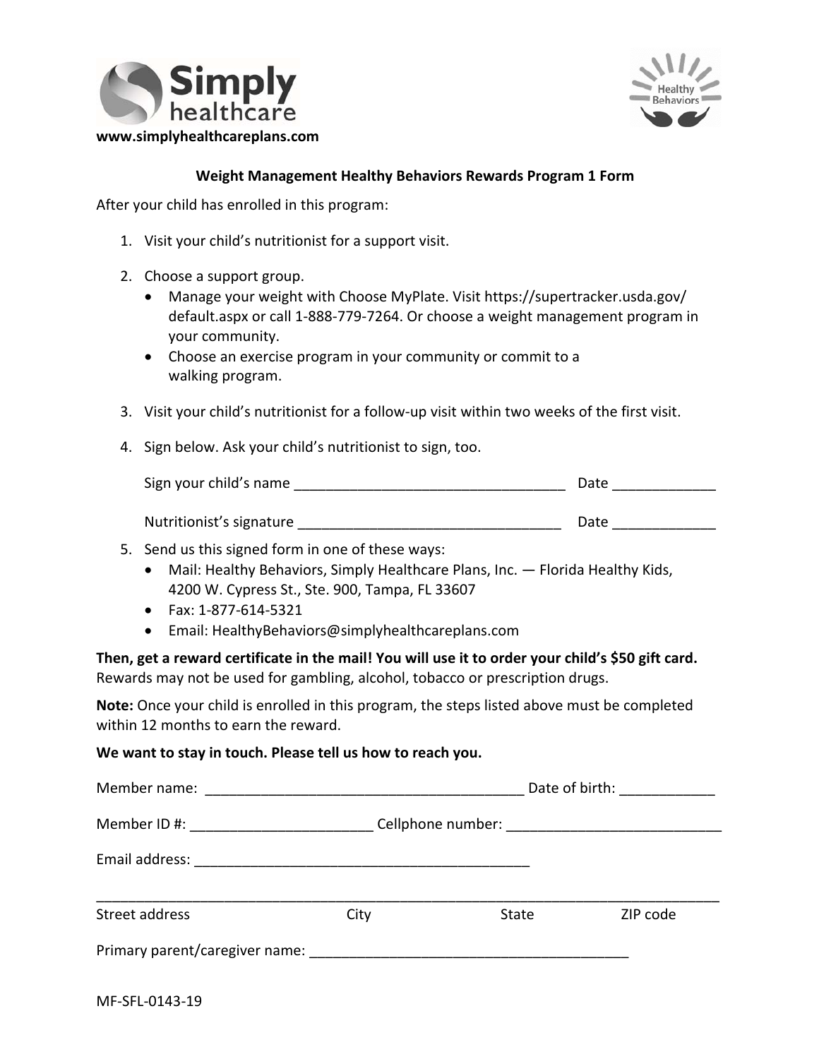Simply healthcare

www.simplyhealthcareplans.com

Healthy Behaviors

**Weight Management Healthy Behaviors Rewards Program 1 Form**

After your child has enrolled in this program:

1. Visit your child's nutritionist for a support visit.

2. Choose a support group.
   - Manage your weight with Choose MyPlate. Visit https://supertracker.usda.gov/default.aspx or call 1-888-779-7264. Or choose a weight management program in your community.
   - Choose an exercise program in your community or commit to a walking program.

3. Visit your child's nutritionist for a follow-up visit within two weeks of the first visit.

4. Sign below. Ask your child's nutritionist to sign, too.

   Sign your child's name ___________________________________ Date ____________

   Nutritionist's signature _________________________________ Date ____________

5. Send us this signed form in one of these ways:
   - Mail: Healthy Behaviors, Simply Healthcare Plans, Inc. — Florida Healthy Kids, 4200 W. Cypress St., Ste. 900, Tampa, FL 33607
   - Fax: 1-877-614-5321
   - Email: HealthyBehaviors@simplyhealthcareplans.com

**Then, get a reward certificate in the mail! You will use it to order your child's $50 gift card.** Rewards may not be used for gambling, alcohol, tobacco or prescription drugs.

**Note:** Once your child is enrolled in this program, the steps listed above must be completed within 12 months to earn the reward.

**We want to stay in touch. Please tell us how to reach you.**

Member name: _________________________________________ Date of birth: ____________

Member ID #: _______________________ Cellphone number: ___________________________

Email address: ___________________________________________

_____________________________________________________________________________________

Street address City State ZIP code

Primary parent/caregiver name: ________________________________________

MF-SFL-0143-19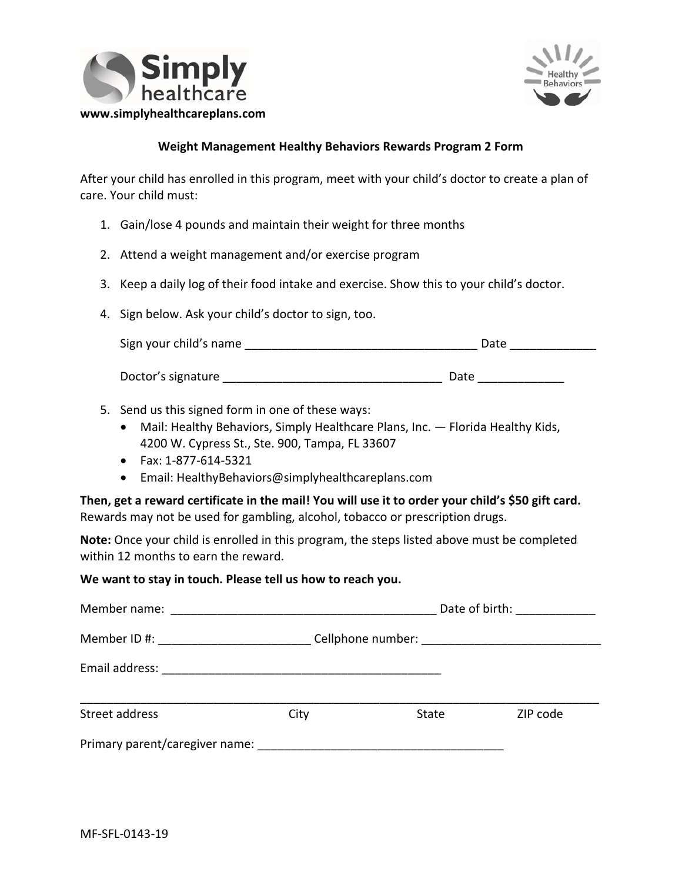Simply healthcare

**www.simplyhealthcareplans.com**

Healthy Behaviors

## Weight Management Healthy Behaviors Rewards Program 2 Form

After your child has enrolled in this program, meet with your child's doctor to create a plan of care. Your child must:

1. Gain/lose 4 pounds and maintain their weight for three months
2. Attend a weight management and/or exercise program
3. Keep a daily log of their food intake and exercise. Show this to your child's doctor.
4. Sign below. Ask your child's doctor to sign, too.

   Sign your child's name ___________________________________ Date _____________

   Doctor's signature _________________________________ Date _____________

5. Send us this signed form in one of these ways:
   - Mail: Healthy Behaviors, Simply Healthcare Plans, Inc. — Florida Healthy Kids, 4200 W. Cypress St., Ste. 900, Tampa, FL 33607
   - Fax: 1-877-614-5321
   - Email: HealthyBehaviors@simplyhealthcareplans.com

**Then, get a reward certificate in the mail! You will use it to order your child's $50 gift card.** Rewards may not be used for gambling, alcohol, tobacco or prescription drugs.

**Note:** Once your child is enrolled in this program, the steps listed above must be completed within 12 months to earn the reward.

**We want to stay in touch. Please tell us how to reach you.**

Member name: _________________________________________ Date of birth: ____________

Member ID #: _______________________ Cellphone number: ___________________________

Email address: ___________________________________________

_________________________________________________________________________________

Street address City State ZIP code

Primary parent/caregiver name: ______________________________________

MF-SFL-0143-19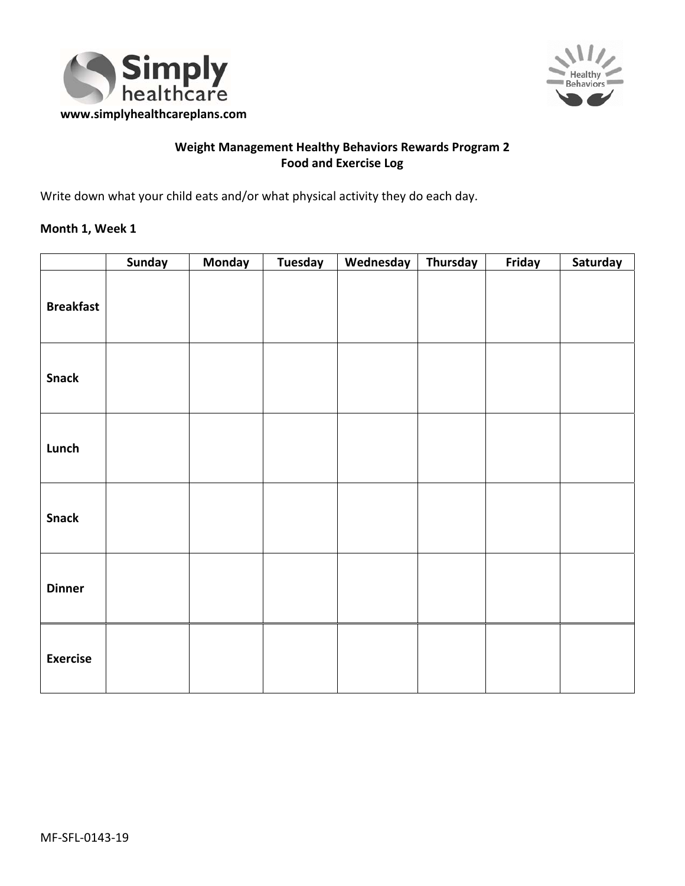Simply healthcare

www.simplyhealthcareplans.com

Healthy Behaviors

**Weight Management Healthy Behaviors Rewards Program 2**
**Food and Exercise Log**

Write down what your child eats and/or what physical activity they do each day.

**Month 1, Week 1**

| | Sunday | Monday | Tuesday | Wednesday | Thursday | Friday | Saturday |
|---|---|---|---|---|---|---|---|
| **Breakfast** | | | | | | | |
| **Snack** | | | | | | | |
| **Lunch** | | | | | | | |
| **Snack** | | | | | | | |
| **Dinner** | | | | | | | |
| **Exercise** | | | | | | | |

MF-SFL-0143-19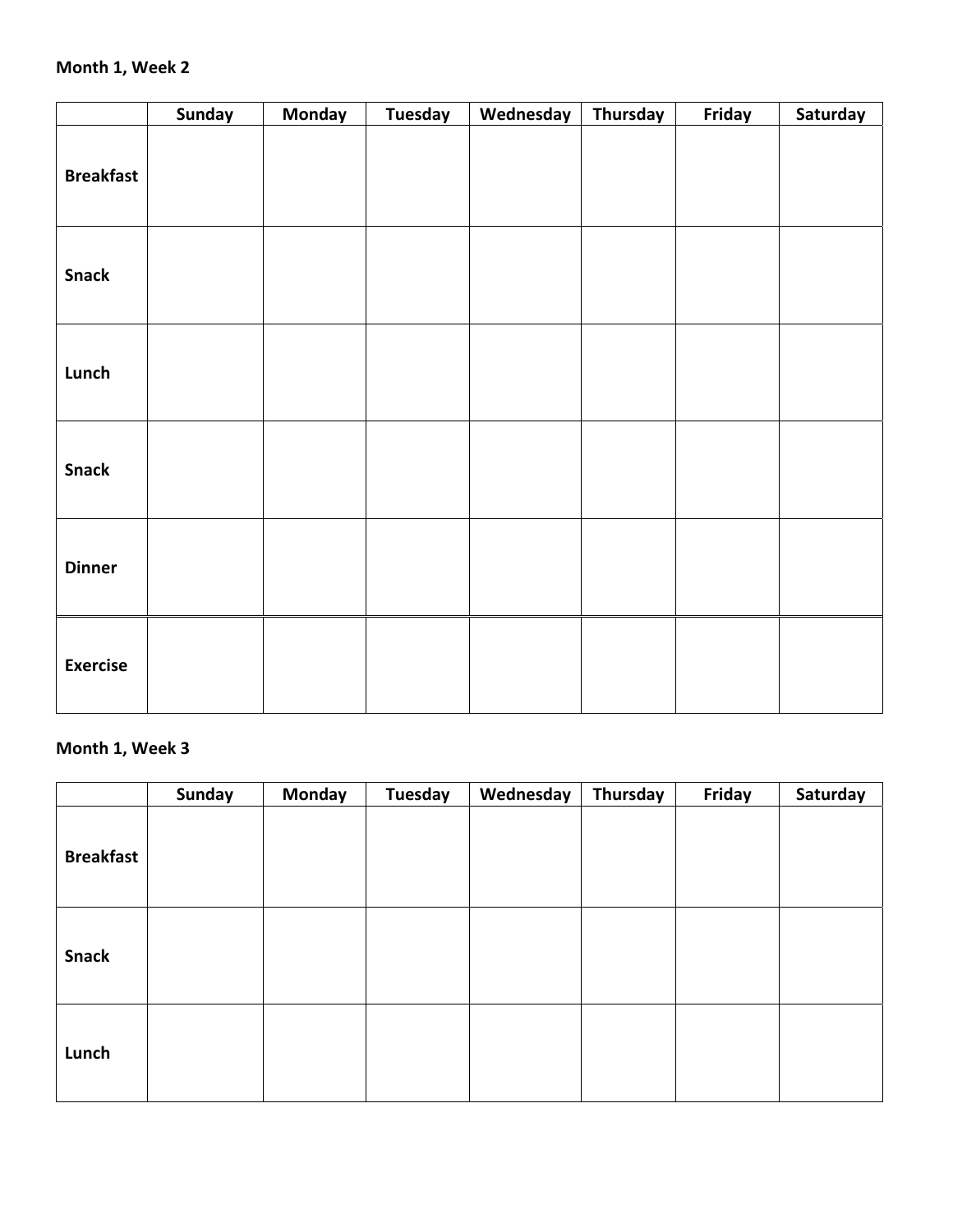**Month 1, Week 2**

| | Sunday | Monday | Tuesday | Wednesday | Thursday | Friday | Saturday |
|---|---|---|---|---|---|---|---|
| **Breakfast** | | | | | | | |
| **Snack** | | | | | | | |
| **Lunch** | | | | | | | |
| **Snack** | | | | | | | |
| **Dinner** | | | | | | | |
| **Exercise** | | | | | | | |

**Month 1, Week 3**

| | Sunday | Monday | Tuesday | Wednesday | Thursday | Friday | Saturday |
|---|---|---|---|---|---|---|---|
| **Breakfast** | | | | | | | |
| **Snack** | | | | | | | |
| **Lunch** | | | | | | | |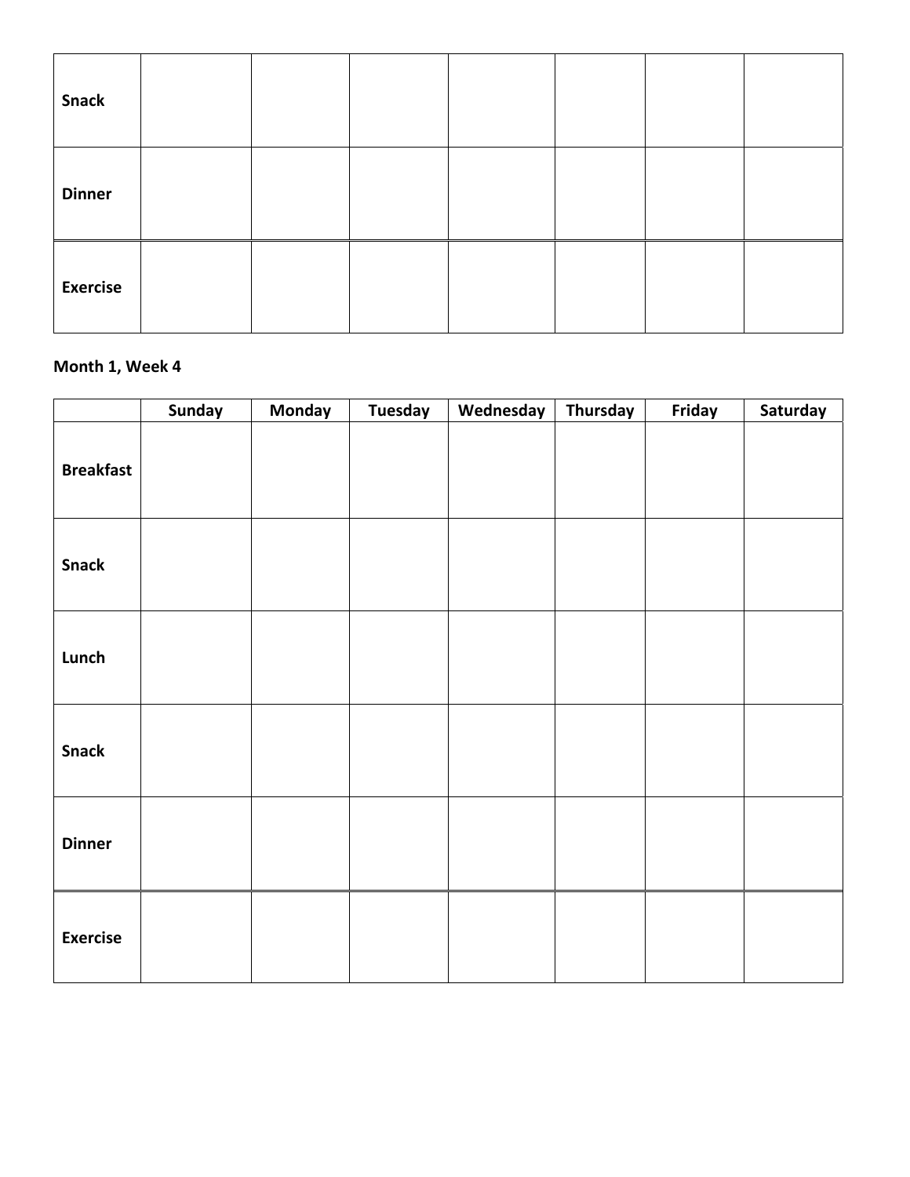| | | | | | | | |
|---|---|---|---|---|---|---|---|
| **Snack** | | | | | | | |
| **Dinner** | | | | | | | |
| **Exercise** | | | | | | | |

**Month 1, Week 4**

| | Sunday | Monday | Tuesday | Wednesday | Thursday | Friday | Saturday |
|---|---|---|---|---|---|---|---|
| **Breakfast** | | | | | | | |
| **Snack** | | | | | | | |
| **Lunch** | | | | | | | |
| **Snack** | | | | | | | |
| **Dinner** | | | | | | | |
| **Exercise** | | | | | | | |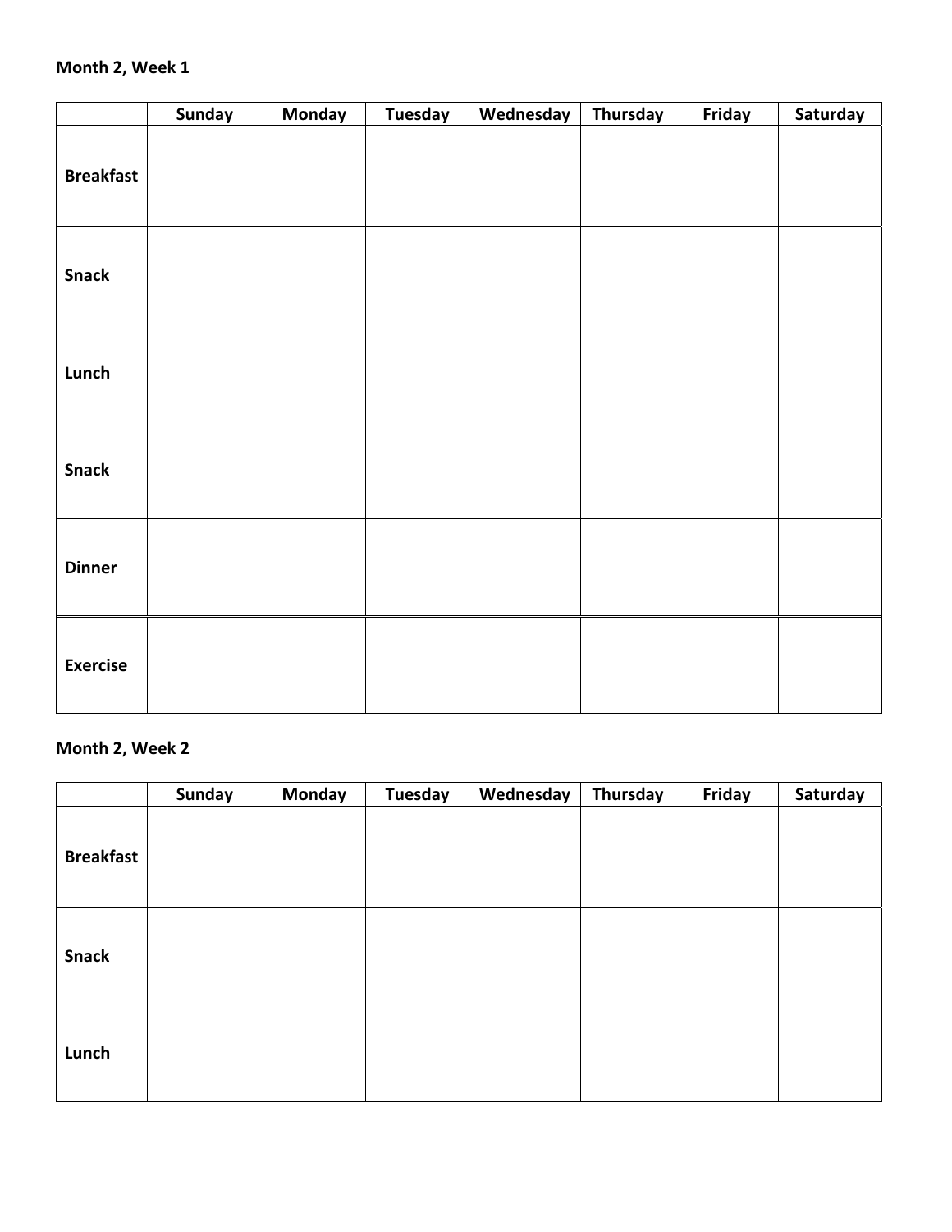**Month 2, Week 1**

| | Sunday | Monday | Tuesday | Wednesday | Thursday | Friday | Saturday |
|---|---|---|---|---|---|---|---|
| **Breakfast** | | | | | | | |
| **Snack** | | | | | | | |
| **Lunch** | | | | | | | |
| **Snack** | | | | | | | |
| **Dinner** | | | | | | | |
| **Exercise** | | | | | | | |

**Month 2, Week 2**

| | Sunday | Monday | Tuesday | Wednesday | Thursday | Friday | Saturday |
|---|---|---|---|---|---|---|---|
| **Breakfast** | | | | | | | |
| **Snack** | | | | | | | |
| **Lunch** | | | | | | | |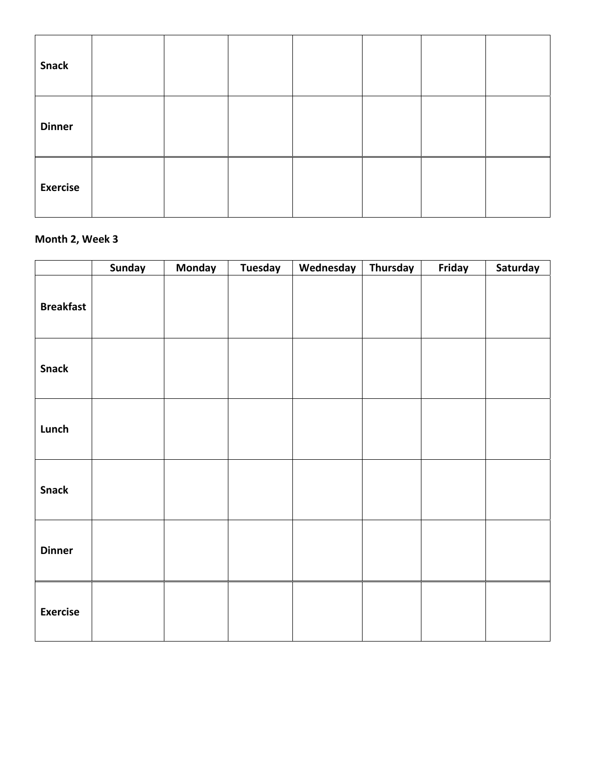| | | | | | | | |
|---|---|---|---|---|---|---|---|
| **Snack** | | | | | | | |
| **Dinner** | | | | | | | |
| **Exercise** | | | | | | | |

**Month 2, Week 3**

| | Sunday | Monday | Tuesday | Wednesday | Thursday | Friday | Saturday |
|---|---|---|---|---|---|---|---|
| **Breakfast** | | | | | | | |
| **Snack** | | | | | | | |
| **Lunch** | | | | | | | |
| **Snack** | | | | | | | |
| **Dinner** | | | | | | | |
| **Exercise** | | | | | | | |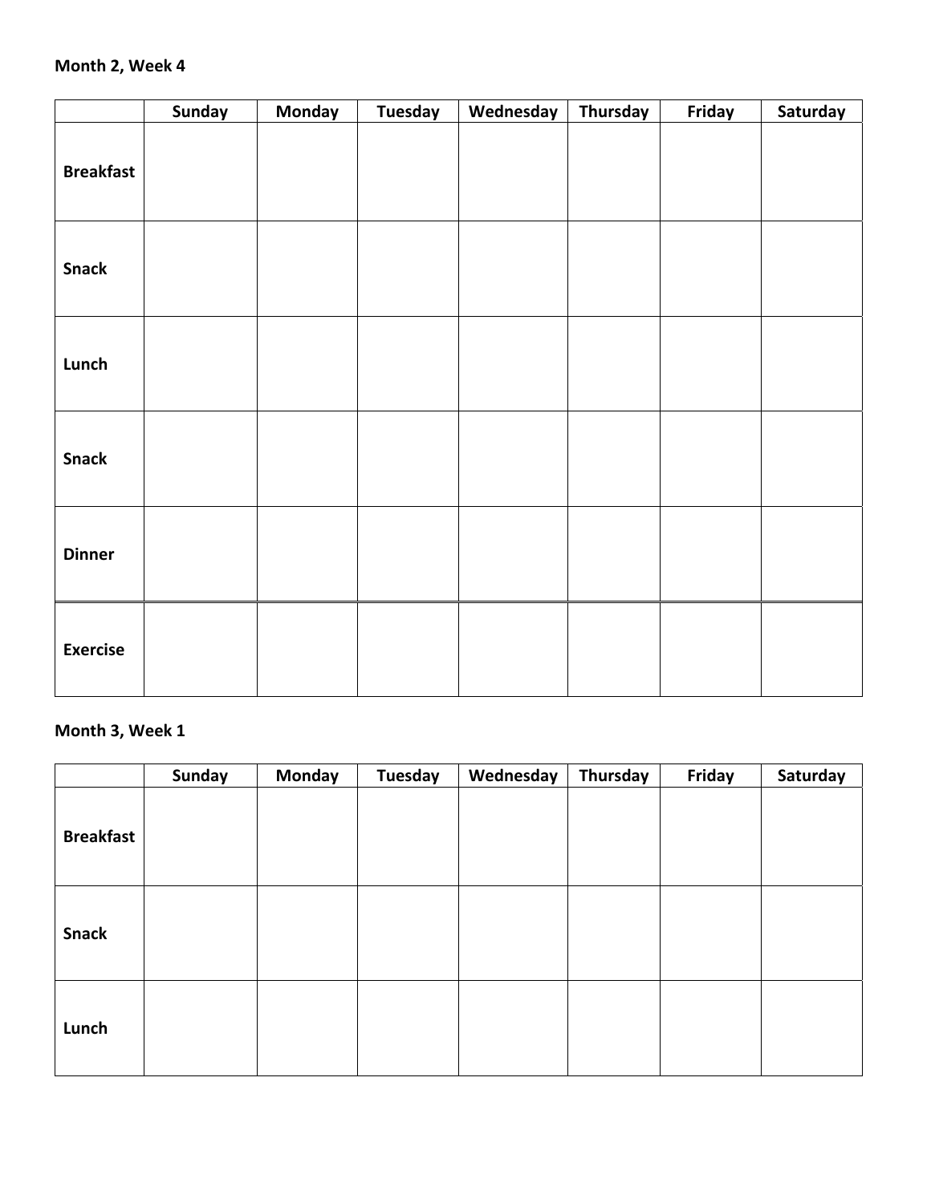**Month 2, Week 4**

| | Sunday | Monday | Tuesday | Wednesday | Thursday | Friday | Saturday |
|---|---|---|---|---|---|---|---|
| **Breakfast** | | | | | | | |
| **Snack** | | | | | | | |
| **Lunch** | | | | | | | |
| **Snack** | | | | | | | |
| **Dinner** | | | | | | | |
| **Exercise** | | | | | | | |

**Month 3, Week 1**

| | Sunday | Monday | Tuesday | Wednesday | Thursday | Friday | Saturday |
|---|---|---|---|---|---|---|---|
| **Breakfast** | | | | | | | |
| **Snack** | | | | | | | |
| **Lunch** | | | | | | | |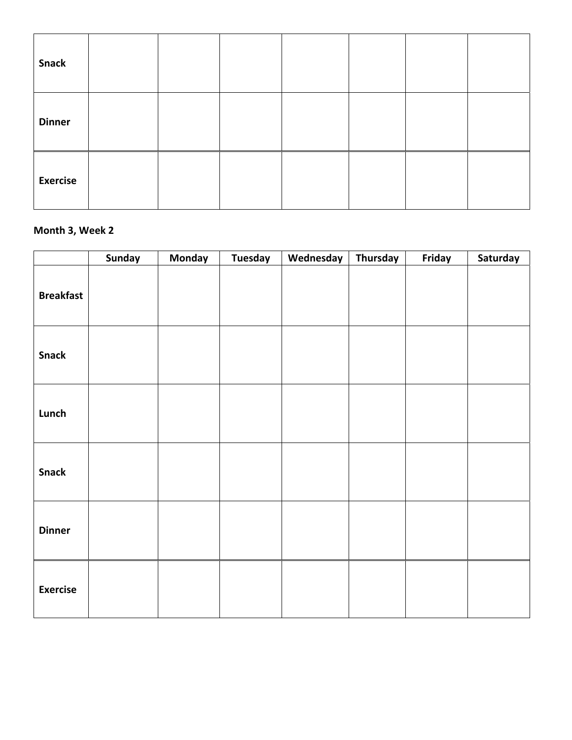| | | | | | | | |
|---|---|---|---|---|---|---|---|
| **Snack** | | | | | | | |
| **Dinner** | | | | | | | |
| **Exercise** | | | | | | | |

**Month 3, Week 2**

| | Sunday | Monday | Tuesday | Wednesday | Thursday | Friday | Saturday |
|---|---|---|---|---|---|---|---|
| **Breakfast** | | | | | | | |
| **Snack** | | | | | | | |
| **Lunch** | | | | | | | |
| **Snack** | | | | | | | |
| **Dinner** | | | | | | | |
| **Exercise** | | | | | | | |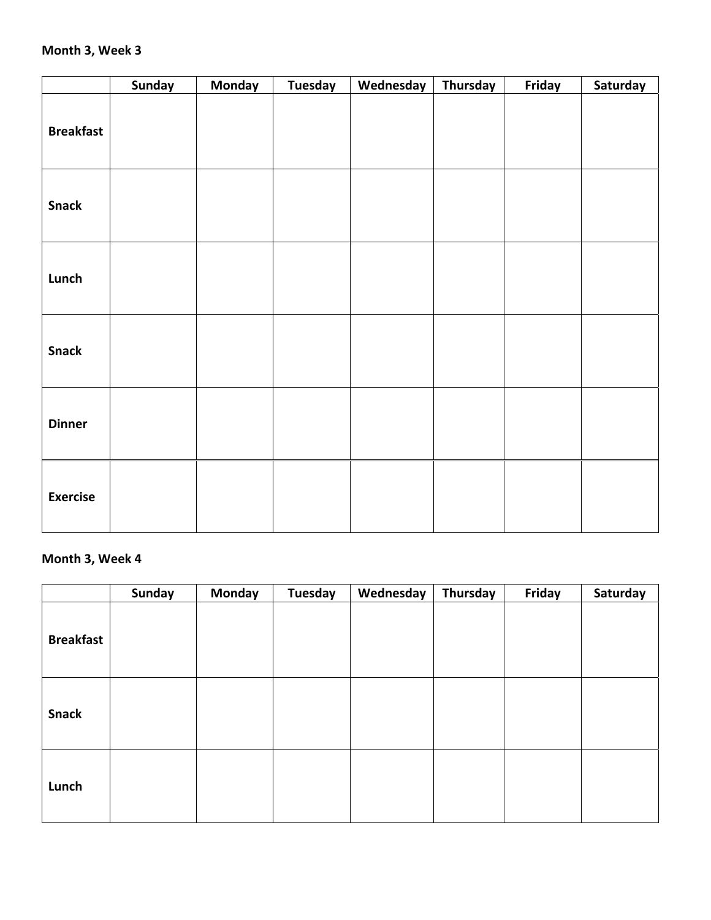**Month 3, Week 3**

| | Sunday | Monday | Tuesday | Wednesday | Thursday | Friday | Saturday |
|---|---|---|---|---|---|---|---|
| **Breakfast** | | | | | | | |
| **Snack** | | | | | | | |
| **Lunch** | | | | | | | |
| **Snack** | | | | | | | |
| **Dinner** | | | | | | | |
| **Exercise** | | | | | | | |

**Month 3, Week 4**

| | Sunday | Monday | Tuesday | Wednesday | Thursday | Friday | Saturday |
|---|---|---|---|---|---|---|---|
| **Breakfast** | | | | | | | |
| **Snack** | | | | | | | |
| **Lunch** | | | | | | | |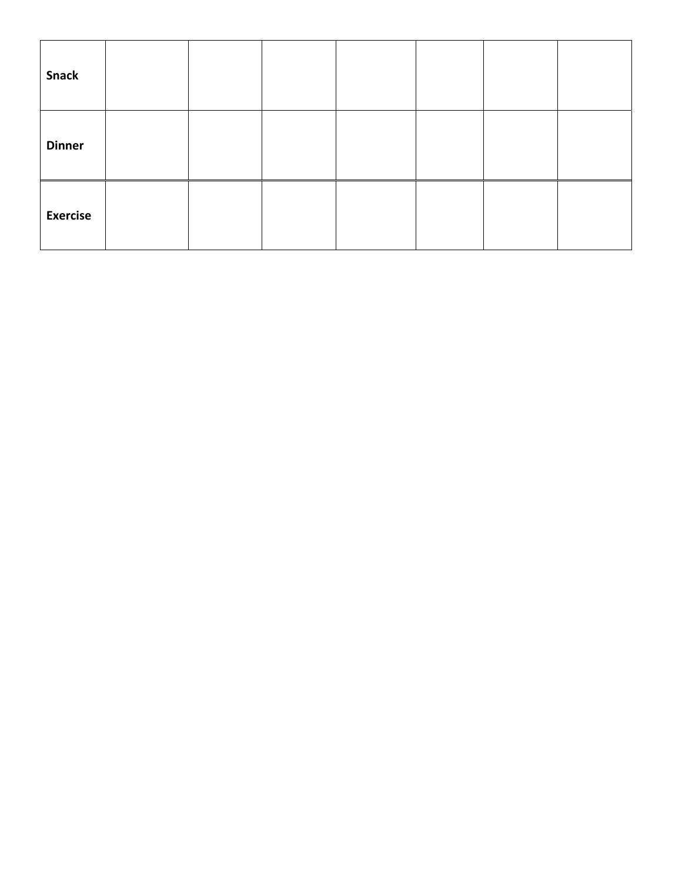| | | | | | | | |
|---|---|---|---|---|---|---|---|
| **Snack** | | | | | | | |
| **Dinner** | | | | | | | |
| **Exercise** | | | | | | | |